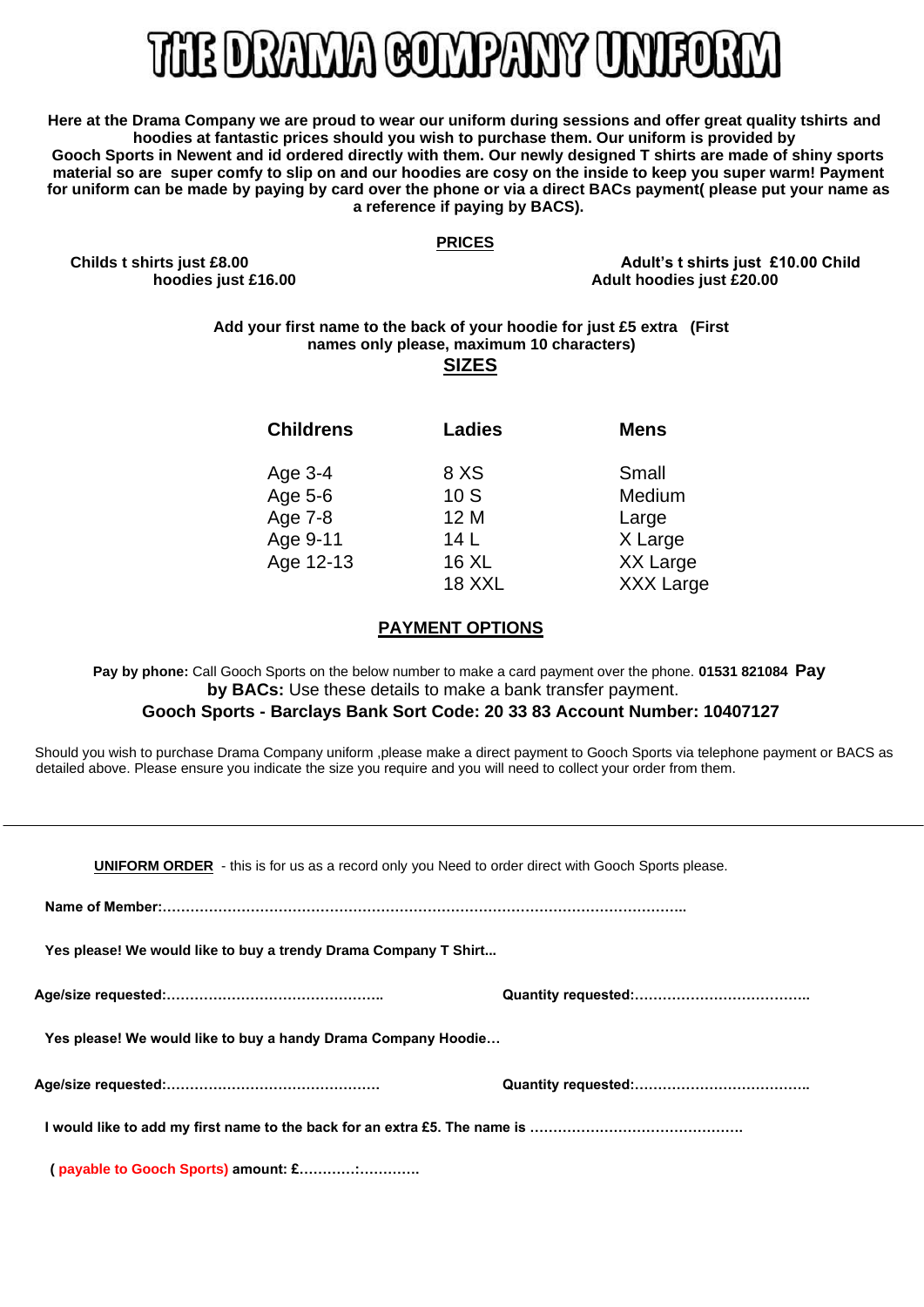# THE DRAMA COMPANY UNIFORM

**Here at the Drama Company we are proud to wear our uniform during sessions and offer great quality tshirts and hoodies at fantastic prices should you wish to purchase them. Our uniform is provided by Gooch Sports in Newent and id ordered directly with them. Our newly designed T shirts are made of shiny sports material so are super comfy to slip on and our hoodies are cosy on the inside to keep you super warm! Payment for uniform can be made by paying by card over the phone or via a direct BACs payment( please put your name as a reference if paying by BACS).**

**PRICES**

**Childs t shirts just £8.00 Child hoodies just £16.00**

**Adult's t shirts just £10.00 Adult hoodies just £20.00**

**Add your first name to the back of your hoodie for just £5 extra (First names only please, maximum 10 characters)**

**SIZES**

| Childrens | Ladies | Mens |
|---|---|---|
| Age 3-4 | 8 XS | Small |
| Age 5-6 | 10 S | Medium |
| Age 7-8 | 12 M | Large |
| Age 9-11 | 14 L | X Large |
| Age 12-13 | 16 XL | XX Large |
| | 18 XXL | XXX Large |

**PAYMENT OPTIONS**

**Pay by phone:** Call Gooch Sports on the below number to make a card payment over the phone. **01531 821084**

**Pay by BACs:** Use these details to make a bank transfer payment.

**Gooch Sports - Barclays Bank Sort Code: 20 33 83 Account Number: 10407127**

Should you wish to purchase Drama Company uniform ,please make a direct payment to Gooch Sports via telephone payment or BACS as detailed above. Please ensure you indicate the size you require and you will need to collect your order from them.

---

**UNIFORM ORDER** - this is for us as a record only you Need to order direct with Gooch Sports please.

**Name of Member:…………………………………………………………………………………………………..**

**Yes please! We would like to buy a trendy Drama Company T Shirt...**

**Age/size requested:……………………………………….. Quantity requested:………………………………..**

**Yes please! We would like to buy a handy Drama Company Hoodie…**

**Age/size requested:………………………………………. Quantity requested:………………………………..**

**I would like to add my first name to the back for an extra £5. The name is ……………………………………….**

**( payable to Gooch Sports) amount: £…………:…………**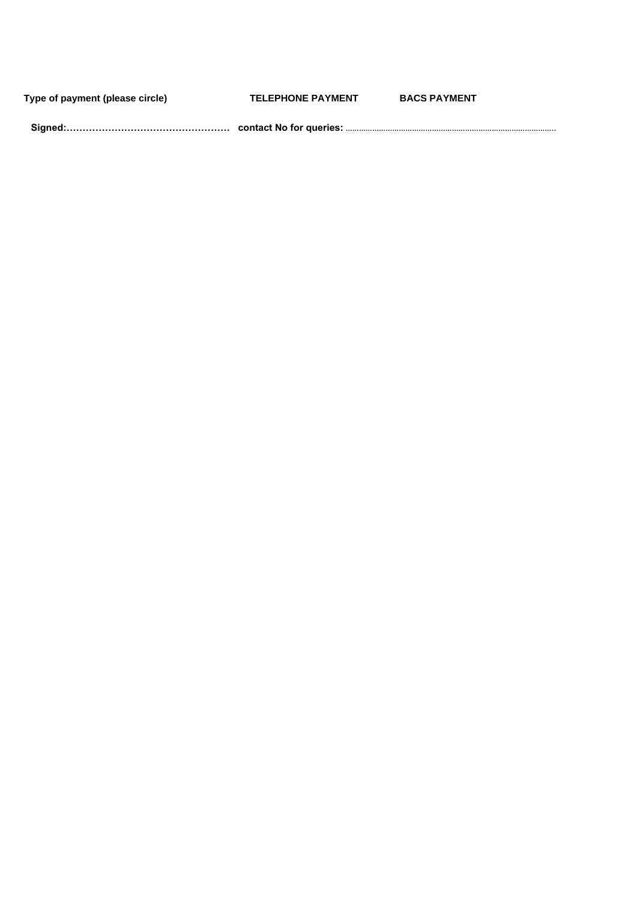**Type of payment (please circle)** **TELEPHONE PAYMENT** **BACS PAYMENT**

**Signed:……………………………………………** **contact No for queries:** ………………………………………………………………………………………….